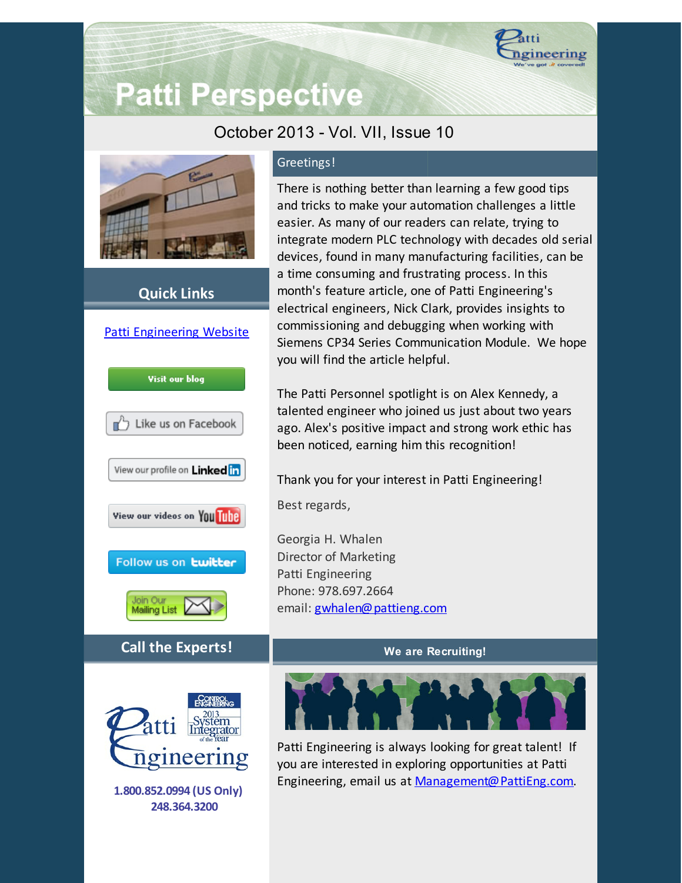# Patti Perspective

October 2013 - Vol. VII, Issue 10

## Quick Links

[Patti Engineering Website]

Visit our blog

Like us on Facebook

View our profile on LinkedIn

View our videos on YouTube

Follow us on twitter

Join Our Mailing List

## Call the Experts!

**1.800.852.0994 (US Only)**
**248.364.3200**

## Greetings!

There is nothing better than learning a few good tips and tricks to make your automation challenges a little easier. As many of our readers can relate, trying to integrate modern PLC technology with decades old serial devices, found in many manufacturing facilities, can be a time consuming and frustrating process. In this month's feature article, one of Patti Engineering's electrical engineers, Nick Clark, provides insights to commissioning and debugging when working with Siemens CP34 Series Communication Module. We hope you will find the article helpful.

The Patti Personnel spotlight is on Alex Kennedy, a talented engineer who joined us just about two years ago. Alex's positive impact and strong work ethic has been noticed, earning him this recognition!

Thank you for your interest in Patti Engineering!

Best regards,

Georgia H. Whalen
Director of Marketing
Patti Engineering
Phone: 978.697.2664
email: gwhalen@pattieng.com

## We are Recruiting!

Patti Engineering is always looking for great talent! If you are interested in exploring opportunities at Patti Engineering, email us at Management@PattiEng.com.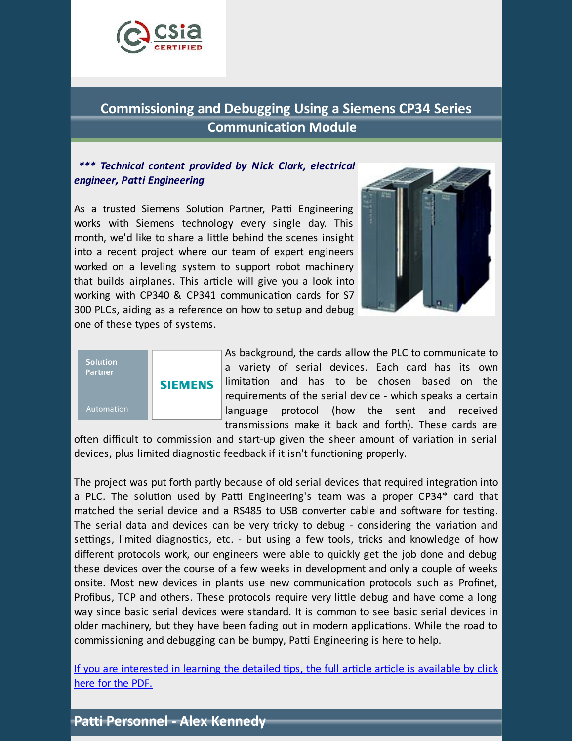## Commissioning and Debugging Using a Siemens CP34 Series Communication Module

***** Technical content provided by Nick Clark, electrical engineer, Patti Engineering***

As a trusted Siemens Solution Partner, Patti Engineering works with Siemens technology every single day. This month, we'd like to share a little behind the scenes insight into a recent project where our team of expert engineers worked on a leveling system to support robot machinery that builds airplanes. This article will give you a look into working with CP340 & CP341 communication cards for S7 300 PLCs, aiding as a reference on how to setup and debug one of these types of systems.

As background, the cards allow the PLC to communicate to a variety of serial devices. Each card has its own limitation and has to be chosen based on the requirements of the serial device - which speaks a certain language protocol (how the sent and received transmissions make it back and forth). These cards are often difficult to commission and start-up given the sheer amount of variation in serial devices, plus limited diagnostic feedback if it isn't functioning properly.

The project was put forth partly because of old serial devices that required integration into a PLC. The solution used by Patti Engineering's team was a proper CP34* card that matched the serial device and a RS485 to USB converter cable and software for testing. The serial data and devices can be very tricky to debug - considering the variation and settings, limited diagnostics, etc. - but using a few tools, tricks and knowledge of how different protocols work, our engineers were able to quickly get the job done and debug these devices over the course of a few weeks in development and only a couple of weeks onsite. Most new devices in plants use new communication protocols such as Profinet, Profibus, TCP and others. These protocols require very little debug and have come a long way since basic serial devices were standard. It is common to see basic serial devices in older machinery, but they have been fading out in modern applications. While the road to commissioning and debugging can be bumpy, Patti Engineering is here to help.

If you are interested in learning the detailed tips, the full article article is available by click here for the PDF.

## Patti Personnel - Alex Kennedy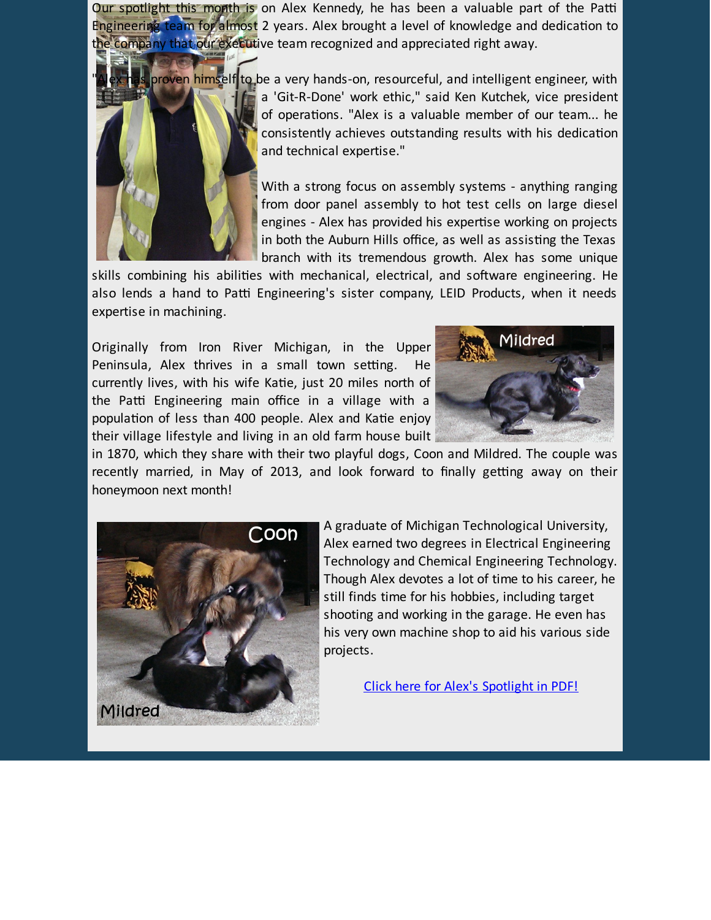Our spotlight this month is on Alex Kennedy, he has been a valuable part of the Patti Engineering team for almost 2 years. Alex brought a level of knowledge and dedication to the company that our executive team recognized and appreciated right away.

"Alex has proven himself to be a very hands-on, resourceful, and intelligent engineer, with a 'Git-R-Done' work ethic," said Ken Kutchek, vice president of operations. "Alex is a valuable member of our team... he consistently achieves outstanding results with his dedication and technical expertise."

With a strong focus on assembly systems - anything ranging from door panel assembly to hot test cells on large diesel engines - Alex has provided his expertise working on projects in both the Auburn Hills office, as well as assisting the Texas branch with its tremendous growth. Alex has some unique skills combining his abilities with mechanical, electrical, and software engineering. He also lends a hand to Patti Engineering's sister company, LEID Products, when it needs expertise in machining.

Originally from Iron River Michigan, in the Upper Peninsula, Alex thrives in a small town setting. He currently lives, with his wife Katie, just 20 miles north of the Patti Engineering main office in a village with a population of less than 400 people. Alex and Katie enjoy their village lifestyle and living in an old farm house built in 1870, which they share with their two playful dogs, Coon and Mildred. The couple was recently married, in May of 2013, and look forward to finally getting away on their honeymoon next month!

Mildred

Coon

Mildred

A graduate of Michigan Technological University, Alex earned two degrees in Electrical Engineering Technology and Chemical Engineering Technology. Though Alex devotes a lot of time to his career, he still finds time for his hobbies, including target shooting and working in the garage. He even has his very own machine shop to aid his various side projects.

Click here for Alex's Spotlight in PDF!